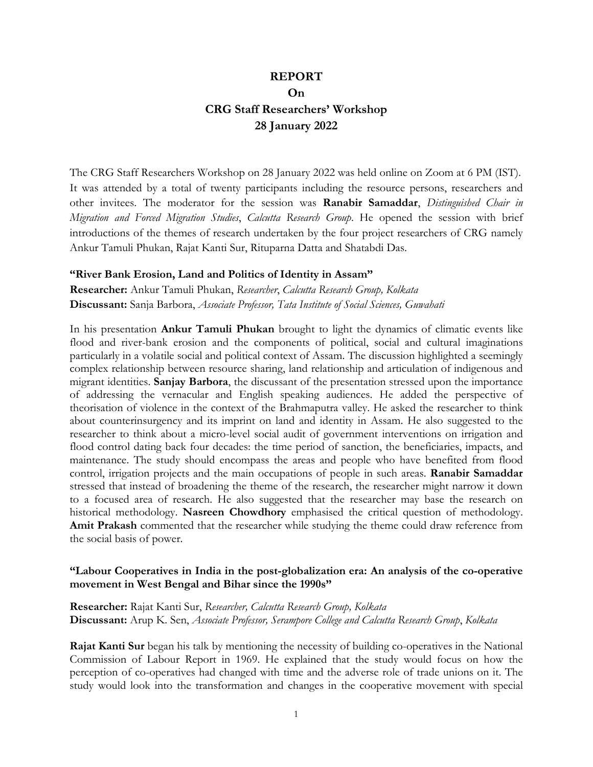# REPORT
# On
# CRG Staff Researchers' Workshop
# 28 January 2022

The CRG Staff Researchers Workshop on 28 January 2022 was held online on Zoom at 6 PM (IST). It was attended by a total of twenty participants including the resource persons, researchers and other invitees. The moderator for the session was **Ranabir Samaddar**, *Distinguished Chair in Migration and Forced Migration Studies*, *Calcutta Research Group*. He opened the session with brief introductions of the themes of research undertaken by the four project researchers of CRG namely Ankur Tamuli Phukan, Rajat Kanti Sur, Rituparna Datta and Shatabdi Das.

### "River Bank Erosion, Land and Politics of Identity in Assam"

**Researcher:** Ankur Tamuli Phukan, *Researcher*, *Calcutta Research Group, Kolkata*
**Discussant:** Sanja Barbora, *Associate Professor, Tata Institute of Social Sciences, Guwahati*

In his presentation **Ankur Tamuli Phukan** brought to light the dynamics of climatic events like flood and river-bank erosion and the components of political, social and cultural imaginations particularly in a volatile social and political context of Assam. The discussion highlighted a seemingly complex relationship between resource sharing, land relationship and articulation of indigenous and migrant identities. **Sanjay Barbora**, the discussant of the presentation stressed upon the importance of addressing the vernacular and English speaking audiences. He added the perspective of theorisation of violence in the context of the Brahmaputra valley. He asked the researcher to think about counterinsurgency and its imprint on land and identity in Assam. He also suggested to the researcher to think about a micro-level social audit of government interventions on irrigation and flood control dating back four decades: the time period of sanction, the beneficiaries, impacts, and maintenance. The study should encompass the areas and people who have benefited from flood control, irrigation projects and the main occupations of people in such areas. **Ranabir Samaddar** stressed that instead of broadening the theme of the research, the researcher might narrow it down to a focused area of research. He also suggested that the researcher may base the research on historical methodology. **Nasreen Chowdhory** emphasised the critical question of methodology. **Amit Prakash** commented that the researcher while studying the theme could draw reference from the social basis of power.

### "Labour Cooperatives in India in the post-globalization era: An analysis of the co-operative movement in West Bengal and Bihar since the 1990s"

**Researcher:** Rajat Kanti Sur, *Researcher, Calcutta Research Group, Kolkata*
**Discussant:** Arup K. Sen, *Associate Professor, Serampore College and Calcutta Research Group*, *Kolkata*

**Rajat Kanti Sur** began his talk by mentioning the necessity of building co-operatives in the National Commission of Labour Report in 1969. He explained that the study would focus on how the perception of co-operatives had changed with time and the adverse role of trade unions on it. The study would look into the transformation and changes in the cooperative movement with special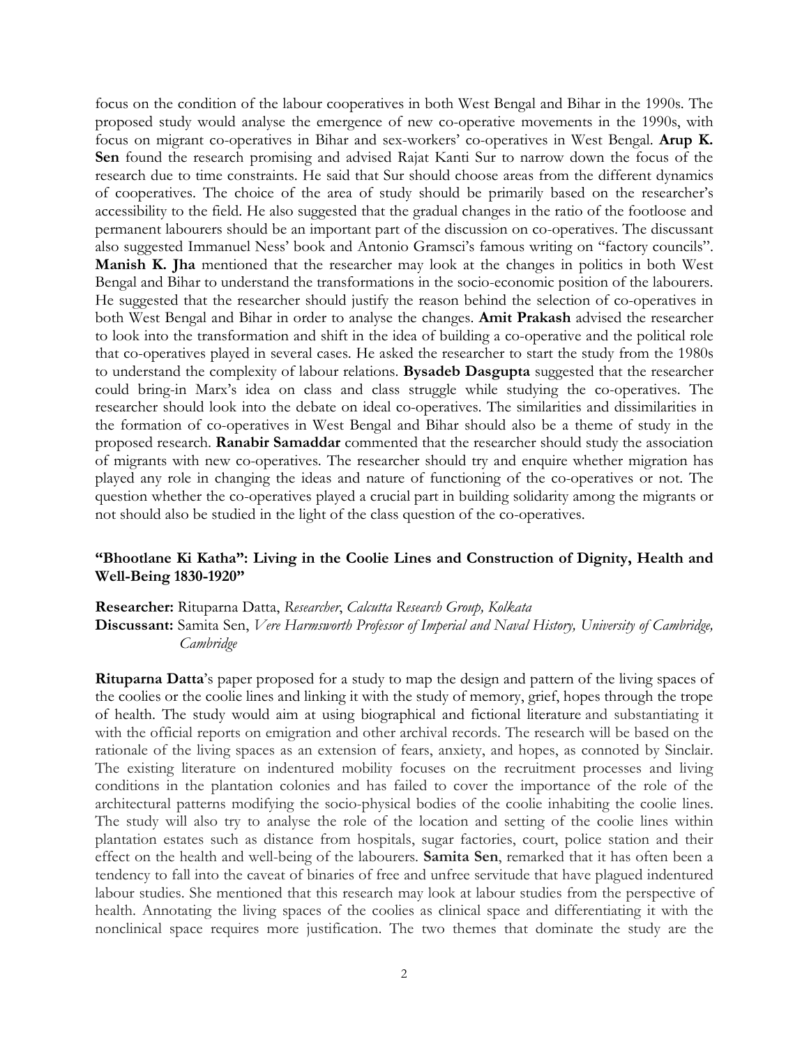focus on the condition of the labour cooperatives in both West Bengal and Bihar in the 1990s. The proposed study would analyse the emergence of new co-operative movements in the 1990s, with focus on migrant co-operatives in Bihar and sex-workers' co-operatives in West Bengal. **Arup K. Sen** found the research promising and advised Rajat Kanti Sur to narrow down the focus of the research due to time constraints. He said that Sur should choose areas from the different dynamics of cooperatives. The choice of the area of study should be primarily based on the researcher's accessibility to the field. He also suggested that the gradual changes in the ratio of the footloose and permanent labourers should be an important part of the discussion on co-operatives. The discussant also suggested Immanuel Ness' book and Antonio Gramsci's famous writing on "factory councils". **Manish K. Jha** mentioned that the researcher may look at the changes in politics in both West Bengal and Bihar to understand the transformations in the socio-economic position of the labourers. He suggested that the researcher should justify the reason behind the selection of co-operatives in both West Bengal and Bihar in order to analyse the changes. **Amit Prakash** advised the researcher to look into the transformation and shift in the idea of building a co-operative and the political role that co-operatives played in several cases. He asked the researcher to start the study from the 1980s to understand the complexity of labour relations. **Bysadeb Dasgupta** suggested that the researcher could bring-in Marx's idea on class and class struggle while studying the co-operatives. The researcher should look into the debate on ideal co-operatives. The similarities and dissimilarities in the formation of co-operatives in West Bengal and Bihar should also be a theme of study in the proposed research. **Ranabir Samaddar** commented that the researcher should study the association of migrants with new co-operatives. The researcher should try and enquire whether migration has played any role in changing the ideas and nature of functioning of the co-operatives or not. The question whether the co-operatives played a crucial part in building solidarity among the migrants or not should also be studied in the light of the class question of the co-operatives.

### "Bhootlane Ki Katha": Living in the Coolie Lines and Construction of Dignity, Health and Well-Being 1830-1920"

**Researcher:** Rituparna Datta, *Researcher, Calcutta Research Group, Kolkata*
**Discussant:** Samita Sen, *Vere Harmsworth Professor of Imperial and Naval History, University of Cambridge, Cambridge*

**Rituparna Datta**'s paper proposed for a study to map the design and pattern of the living spaces of the coolies or the coolie lines and linking it with the study of memory, grief, hopes through the trope of health. The study would aim at using biographical and fictional literature and substantiating it with the official reports on emigration and other archival records. The research will be based on the rationale of the living spaces as an extension of fears, anxiety, and hopes, as connoted by Sinclair. The existing literature on indentured mobility focuses on the recruitment processes and living conditions in the plantation colonies and has failed to cover the importance of the role of the architectural patterns modifying the socio-physical bodies of the coolie inhabiting the coolie lines. The study will also try to analyse the role of the location and setting of the coolie lines within plantation estates such as distance from hospitals, sugar factories, court, police station and their effect on the health and well-being of the labourers. **Samita Sen**, remarked that it has often been a tendency to fall into the caveat of binaries of free and unfree servitude that have plagued indentured labour studies. She mentioned that this research may look at labour studies from the perspective of health. Annotating the living spaces of the coolies as clinical space and differentiating it with the nonclinical space requires more justification. The two themes that dominate the study are the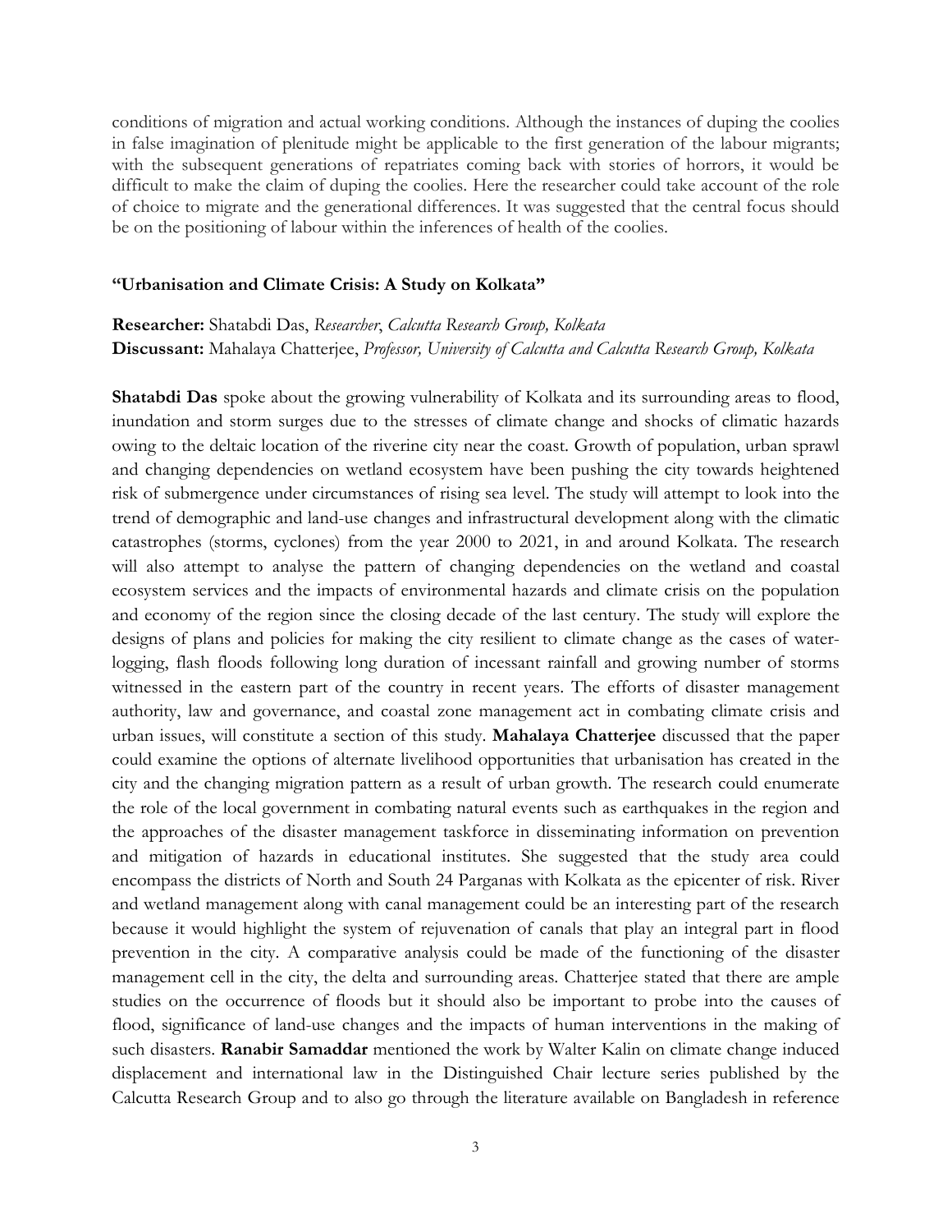conditions of migration and actual working conditions. Although the instances of duping the coolies in false imagination of plenitude might be applicable to the first generation of the labour migrants; with the subsequent generations of repatriates coming back with stories of horrors, it would be difficult to make the claim of duping the coolies. Here the researcher could take account of the role of choice to migrate and the generational differences. It was suggested that the central focus should be on the positioning of labour within the inferences of health of the coolies.

### "Urbanisation and Climate Crisis: A Study on Kolkata"

**Researcher:** Shatabdi Das, *Researcher, Calcutta Research Group, Kolkata*
**Discussant:** Mahalaya Chatterjee, *Professor, University of Calcutta and Calcutta Research Group, Kolkata*

**Shatabdi Das** spoke about the growing vulnerability of Kolkata and its surrounding areas to flood, inundation and storm surges due to the stresses of climate change and shocks of climatic hazards owing to the deltaic location of the riverine city near the coast. Growth of population, urban sprawl and changing dependencies on wetland ecosystem have been pushing the city towards heightened risk of submergence under circumstances of rising sea level. The study will attempt to look into the trend of demographic and land-use changes and infrastructural development along with the climatic catastrophes (storms, cyclones) from the year 2000 to 2021, in and around Kolkata. The research will also attempt to analyse the pattern of changing dependencies on the wetland and coastal ecosystem services and the impacts of environmental hazards and climate crisis on the population and economy of the region since the closing decade of the last century. The study will explore the designs of plans and policies for making the city resilient to climate change as the cases of water-logging, flash floods following long duration of incessant rainfall and growing number of storms witnessed in the eastern part of the country in recent years. The efforts of disaster management authority, law and governance, and coastal zone management act in combating climate crisis and urban issues, will constitute a section of this study. **Mahalaya Chatterjee** discussed that the paper could examine the options of alternate livelihood opportunities that urbanisation has created in the city and the changing migration pattern as a result of urban growth. The research could enumerate the role of the local government in combating natural events such as earthquakes in the region and the approaches of the disaster management taskforce in disseminating information on prevention and mitigation of hazards in educational institutes. She suggested that the study area could encompass the districts of North and South 24 Parganas with Kolkata as the epicenter of risk. River and wetland management along with canal management could be an interesting part of the research because it would highlight the system of rejuvenation of canals that play an integral part in flood prevention in the city. A comparative analysis could be made of the functioning of the disaster management cell in the city, the delta and surrounding areas. Chatterjee stated that there are ample studies on the occurrence of floods but it should also be important to probe into the causes of flood, significance of land-use changes and the impacts of human interventions in the making of such disasters. **Ranabir Samaddar** mentioned the work by Walter Kalin on climate change induced displacement and international law in the Distinguished Chair lecture series published by the Calcutta Research Group and to also go through the literature available on Bangladesh in reference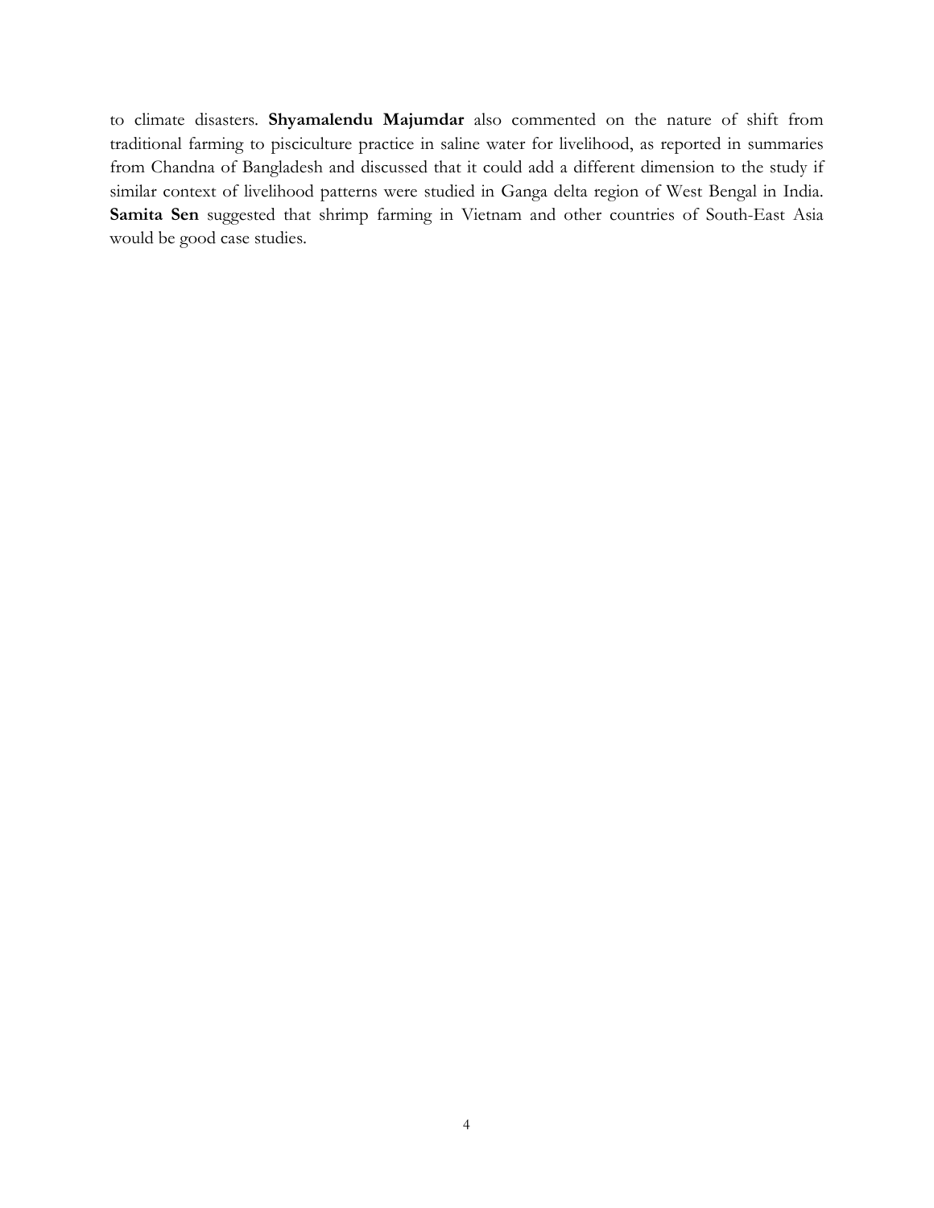to climate disasters. **Shyamalendu Majumdar** also commented on the nature of shift from traditional farming to pisciculture practice in saline water for livelihood, as reported in summaries from Chandna of Bangladesh and discussed that it could add a different dimension to the study if similar context of livelihood patterns were studied in Ganga delta region of West Bengal in India. **Samita Sen** suggested that shrimp farming in Vietnam and other countries of South-East Asia would be good case studies.